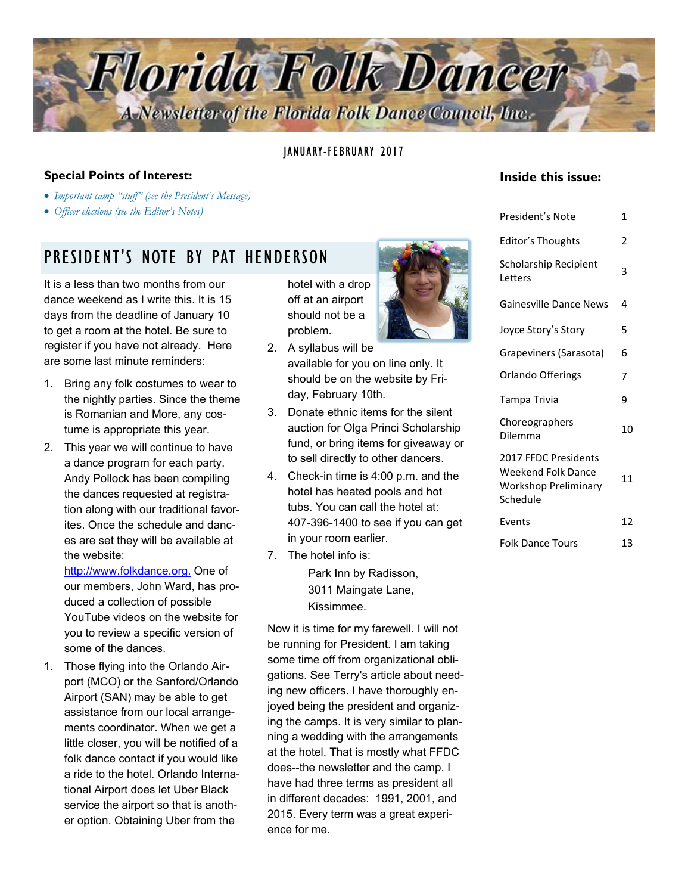# Florida Folk Dancer

A Newsletter of the Florida Folk Dance Council, Inc.

JANUARY-FEBRUARY 2017

**Special Points of Interest:**

- *Important camp "stuff" (see the President's Message)*
- *Officer elections (see the Editor's Notes)*

**Inside this issue:**

| | |
|---|---|
| President's Note | 1 |
| Editor's Thoughts | 2 |
| Scholarship Recipient Letters | 3 |
| Gainesville Dance News | 4 |
| Joyce Story's Story | 5 |
| Grapeviners (Sarasota) | 6 |
| Orlando Offerings | 7 |
| Tampa Trivia | 9 |
| Choreographers Dilemma | 10 |
| 2017 FFDC Presidents Weekend Folk Dance Workshop Preliminary Schedule | 11 |
| Events | 12 |
| Folk Dance Tours | 13 |

## PRESIDENT'S NOTE BY PAT HENDERSON

It is a less than two months from our dance weekend as I write this. It is 15 days from the deadline of January 10 to get a room at the hotel. Be sure to register if you have not already. Here are some last minute reminders:

1. Bring any folk costumes to wear to the nightly parties. Since the theme is Romanian and More, any costume is appropriate this year.
2. This year we will continue to have a dance program for each party. Andy Pollock has been compiling the dances requested at registration along with our traditional favorites. Once the schedule and dances are set they will be available at the website: http://www.folkdance.org. One of our members, John Ward, has produced a collection of possible YouTube videos on the website for you to review a specific version of some of the dances.

1. Those flying into the Orlando Airport (MCO) or the Sanford/Orlando Airport (SAN) may be able to get assistance from our local arrangements coordinator. When we get a little closer, you will be notified of a folk dance contact if you would like a ride to the hotel. Orlando International Airport does let Uber Black service the airport so that is another option. Obtaining Uber from the hotel with a drop off at an airport should not be a problem.
2. A syllabus will be available for you on line only. It should be on the website by Friday, February 10th.
3. Donate ethnic items for the silent auction for Olga Princi Scholarship fund, or bring items for giveaway or to sell directly to other dancers.
4. Check-in time is 4:00 p.m. and the hotel has heated pools and hot tubs. You can call the hotel at: 407-396-1400 to see if you can get in your room earlier.
7. The hotel info is:

   Park Inn by Radisson,
   3011 Maingate Lane,
   Kissimmee.

Now it is time for my farewell. I will not be running for President. I am taking some time off from organizational obligations. See Terry's article about needing new officers. I have thoroughly enjoyed being the president and organizing the camps. It is very similar to planning a wedding with the arrangements at the hotel. That is mostly what FFDC does--the newsletter and the camp. I have had three terms as president all in different decades: 1991, 2001, and 2015. Every term was a great experience for me.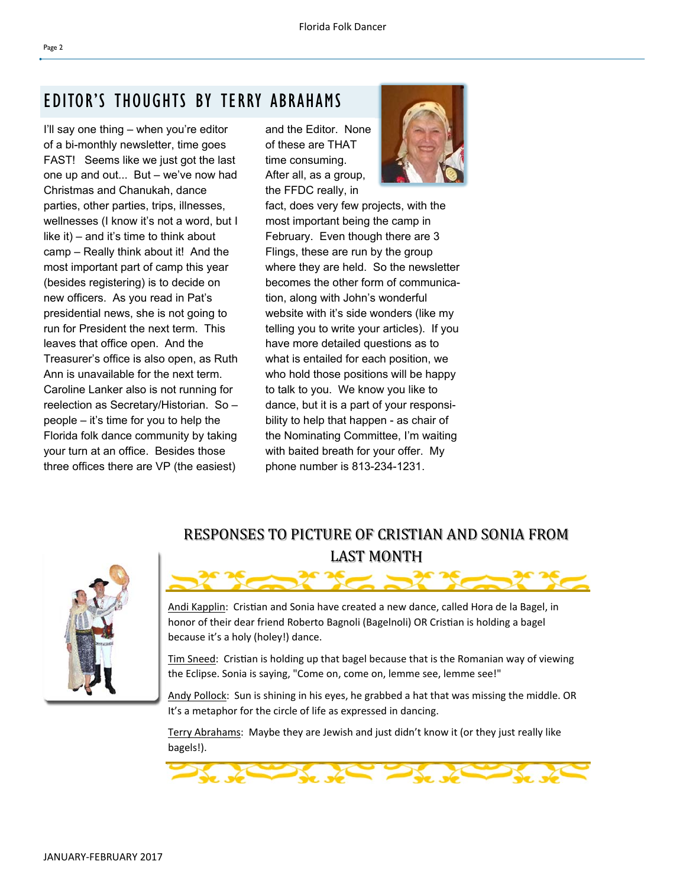## EDITOR'S THOUGHTS BY TERRY ABRAHAMS

I'll say one thing – when you're editor of a bi-monthly newsletter, time goes FAST! Seems like we just got the last one up and out... But – we've now had Christmas and Chanukah, dance parties, other parties, trips, illnesses, wellnesses (I know it's not a word, but I like it) – and it's time to think about camp – Really think about it! And the most important part of camp this year (besides registering) is to decide on new officers. As you read in Pat's presidential news, she is not going to run for President the next term. This leaves that office open. And the Treasurer's office is also open, as Ruth Ann is unavailable for the next term. Caroline Lanker also is not running for reelection as Secretary/Historian. So – people – it's time for you to help the Florida folk dance community by taking your turn at an office. Besides those three offices there are VP (the easiest) and the Editor. None of these are THAT time consuming. After all, as a group, the FFDC really, in fact, does very few projects, with the most important being the camp in February. Even though there are 3 Flings, these are run by the group where they are held. So the newsletter becomes the other form of communication, along with John's wonderful website with it's side wonders (like my telling you to write your articles). If you have more detailed questions as to what is entailed for each position, we who hold those positions will be happy to talk to you. We know you like to dance, but it is a part of your responsibility to help that happen - as chair of the Nominating Committee, I'm waiting with baited breath for your offer. My phone number is 813-234-1231.

## RESPONSES TO PICTURE OF CRISTIAN AND SONIA FROM LAST MONTH

Andi Kapplin: Cristian and Sonia have created a new dance, called Hora de la Bagel, in honor of their dear friend Roberto Bagnoli (Bagelnoli) OR Cristian is holding a bagel because it's a holy (holey!) dance.

Tim Sneed: Cristian is holding up that bagel because that is the Romanian way of viewing the Eclipse. Sonia is saying, "Come on, come on, lemme see, lemme see!"

Andy Pollock: Sun is shining in his eyes, he grabbed a hat that was missing the middle. OR It's a metaphor for the circle of life as expressed in dancing.

Terry Abrahams: Maybe they are Jewish and just didn't know it (or they just really like bagels!).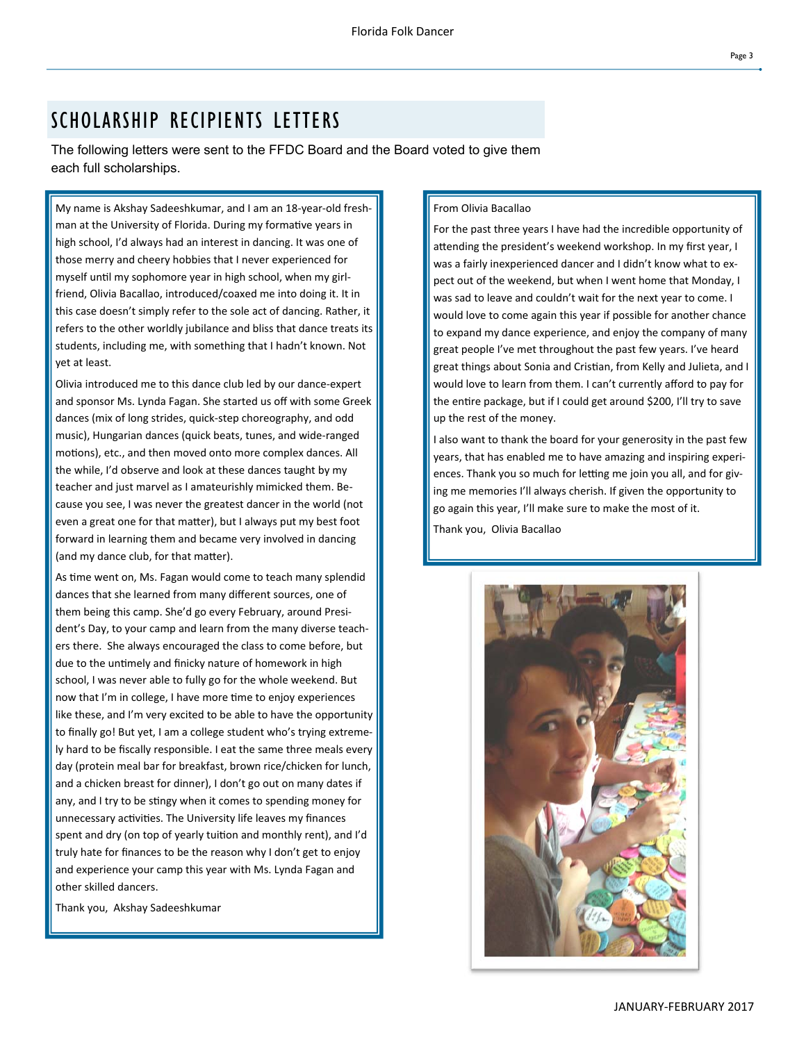## SCHOLARSHIP RECIPIENTS LETTERS

The following letters were sent to the FFDC Board and the Board voted to give them each full scholarships.

My name is Akshay Sadeeshkumar, and I am an 18-year-old freshman at the University of Florida. During my formative years in high school, I'd always had an interest in dancing. It was one of those merry and cheery hobbies that I never experienced for myself until my sophomore year in high school, when my girlfriend, Olivia Bacallao, introduced/coaxed me into doing it. It in this case doesn't simply refer to the sole act of dancing. Rather, it refers to the other worldly jubilance and bliss that dance treats its students, including me, with something that I hadn't known. Not yet at least.

Olivia introduced me to this dance club led by our dance-expert and sponsor Ms. Lynda Fagan. She started us off with some Greek dances (mix of long strides, quick-step choreography, and odd music), Hungarian dances (quick beats, tunes, and wide-ranged motions), etc., and then moved onto more complex dances. All the while, I'd observe and look at these dances taught by my teacher and just marvel as I amateurishly mimicked them. Because you see, I was never the greatest dancer in the world (not even a great one for that matter), but I always put my best foot forward in learning them and became very involved in dancing (and my dance club, for that matter).

As time went on, Ms. Fagan would come to teach many splendid dances that she learned from many different sources, one of them being this camp. She'd go every February, around President's Day, to your camp and learn from the many diverse teachers there. She always encouraged the class to come before, but due to the untimely and finicky nature of homework in high school, I was never able to fully go for the whole weekend. But now that I'm in college, I have more time to enjoy experiences like these, and I'm very excited to be able to have the opportunity to finally go! But yet, I am a college student who's trying extremely hard to be fiscally responsible. I eat the same three meals every day (protein meal bar for breakfast, brown rice/chicken for lunch, and a chicken breast for dinner), I don't go out on many dates if any, and I try to be stingy when it comes to spending money for unnecessary activities. The University life leaves my finances spent and dry (on top of yearly tuition and monthly rent), and I'd truly hate for finances to be the reason why I don't get to enjoy and experience your camp this year with Ms. Lynda Fagan and other skilled dancers.

Thank you, Akshay Sadeeshkumar

From Olivia Bacallao

For the past three years I have had the incredible opportunity of attending the president's weekend workshop. In my first year, I was a fairly inexperienced dancer and I didn't know what to expect out of the weekend, but when I went home that Monday, I was sad to leave and couldn't wait for the next year to come. I would love to come again this year if possible for another chance to expand my dance experience, and enjoy the company of many great people I've met throughout the past few years. I've heard great things about Sonia and Cristian, from Kelly and Julieta, and I would love to learn from them. I can't currently afford to pay for the entire package, but if I could get around $200, I'll try to save up the rest of the money.

I also want to thank the board for your generosity in the past few years, that has enabled me to have amazing and inspiring experiences. Thank you so much for letting me join you all, and for giving me memories I'll always cherish. If given the opportunity to go again this year, I'll make sure to make the most of it.

Thank you, Olivia Bacallao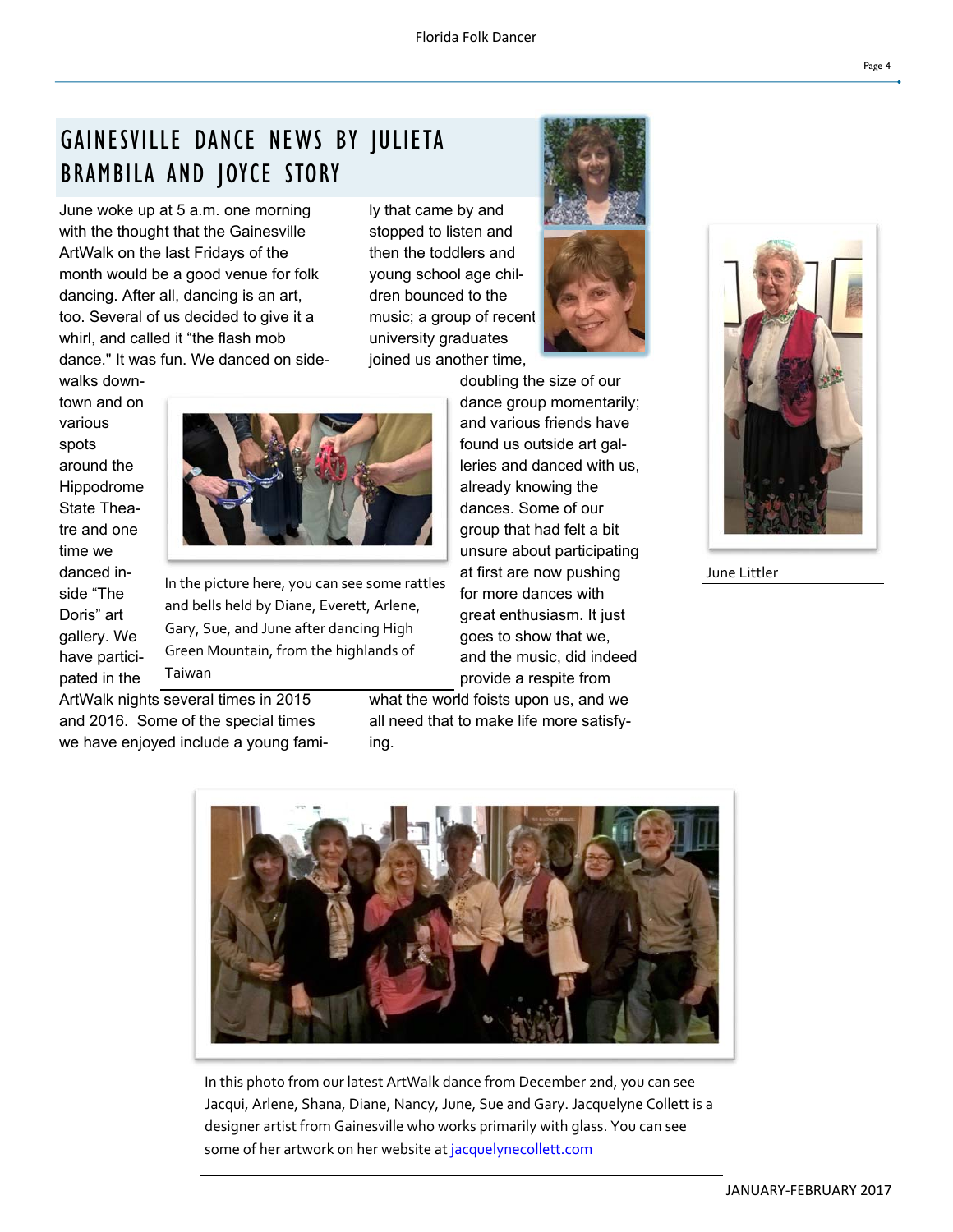# GAINESVILLE DANCE NEWS BY JULIETA BRAMBILA AND JOYCE STORY

June woke up at 5 a.m. one morning with the thought that the Gainesville ArtWalk on the last Fridays of the month would be a good venue for folk dancing. After all, dancing is an art, too. Several of us decided to give it a whirl, and called it "the flash mob dance." It was fun. We danced on sidewalks downtown and on various spots around the Hippodrome State Theatre and one time we danced inside "The Doris" art gallery. We have participated in the ArtWalk nights several times in 2015 and 2016. Some of the special times we have enjoyed include a young family that came by and stopped to listen and then the toddlers and young school age children bounced to the music; a group of recent university graduates joined us another time, doubling the size of our dance group momentarily; and various friends have found us outside art galleries and danced with us, already knowing the dances. Some of our group that had felt a bit unsure about participating at first are now pushing for more dances with great enthusiasm. It just goes to show that we, and the music, did indeed provide a respite from what the world foists upon us, and we all need that to make life more satisfying.

In the picture here, you can see some rattles and bells held by Diane, Everett, Arlene, Gary, Sue, and June after dancing High Green Mountain, from the highlands of Taiwan

June Littler

In this photo from our latest ArtWalk dance from December 2nd, you can see Jacqui, Arlene, Shana, Diane, Nancy, June, Sue and Gary. Jacquelyne Collett is a designer artist from Gainesville who works primarily with glass. You can see some of her artwork on her website at [jacquelynecollett.com](http://jacquelynecollett.com)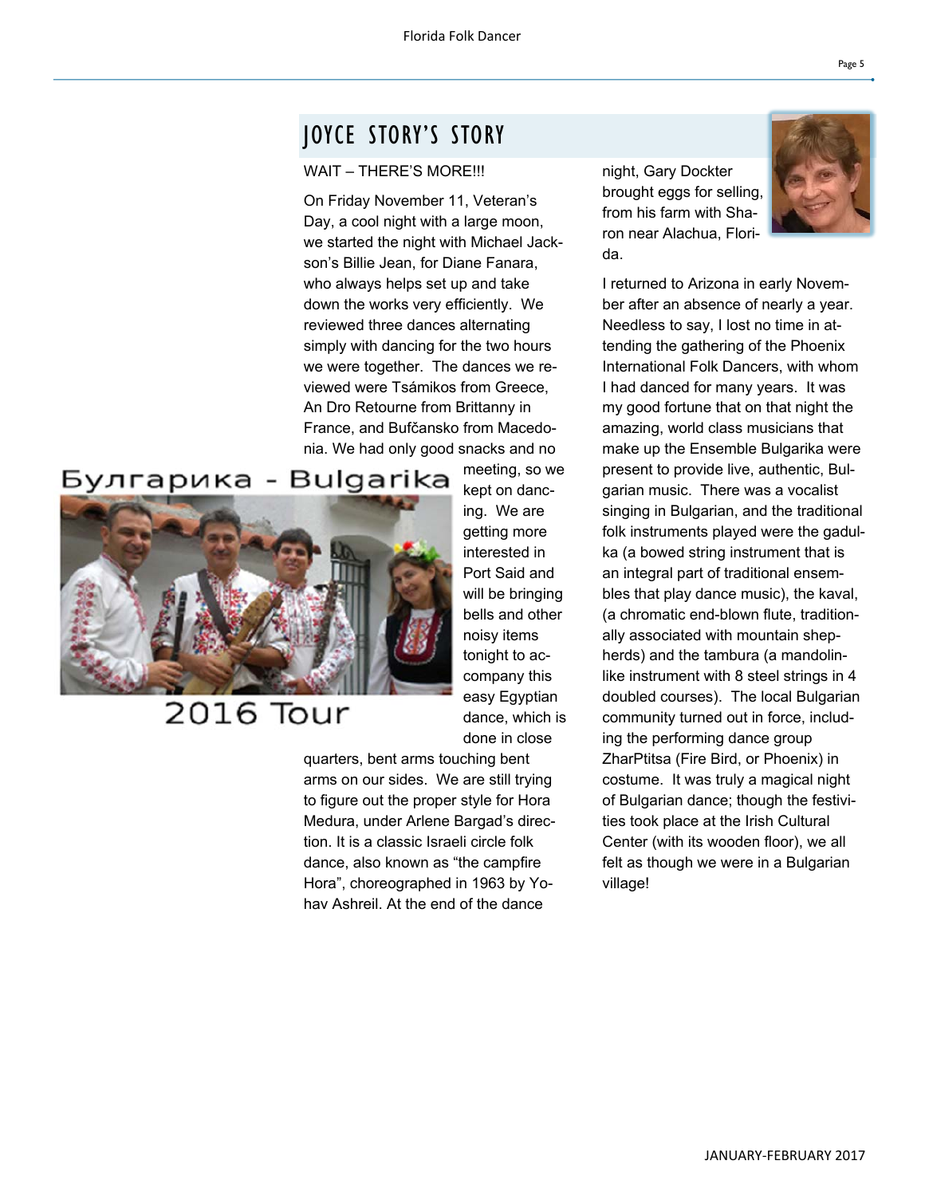## JOYCE STORY'S STORY

WAIT – THERE'S MORE!!!

On Friday November 11, Veteran's Day, a cool night with a large moon, we started the night with Michael Jackson's Billie Jean, for Diane Fanara, who always helps set up and take down the works very efficiently. We reviewed three dances alternating simply with dancing for the two hours we were together. The dances we reviewed were Tsámikos from Greece, An Dro Retourne from Brittanny in France, and Bufčansko from Macedonia. We had only good snacks and no meeting, so we kept on dancing. We are getting more interested in Port Said and will be bringing bells and other noisy items tonight to accompany this easy Egyptian dance, which is done in close quarters, bent arms touching bent arms on our sides. We are still trying to figure out the proper style for Hora Medura, under Arlene Bargad's direction. It is a classic Israeli circle folk dance, also known as "the campfire Hora", choreographed in 1963 by Yohav Ashreil. At the end of the dance night, Gary Dockter brought eggs for selling, from his farm with Sharon near Alachua, Florida.

Булгарика - Bulgarika

2016 Tour

I returned to Arizona in early November after an absence of nearly a year. Needless to say, I lost no time in attending the gathering of the Phoenix International Folk Dancers, with whom I had danced for many years. It was my good fortune that on that night the amazing, world class musicians that make up the Ensemble Bulgarika were present to provide live, authentic, Bulgarian music. There was a vocalist singing in Bulgarian, and the traditional folk instruments played were the gadulka (a bowed string instrument that is an integral part of traditional ensembles that play dance music), the kaval, (a chromatic end-blown flute, traditionally associated with mountain shepherds) and the tambura (a mandolin-like instrument with 8 steel strings in 4 doubled courses). The local Bulgarian community turned out in force, including the performing dance group ZharPtitsa (Fire Bird, or Phoenix) in costume. It was truly a magical night of Bulgarian dance; though the festivities took place at the Irish Cultural Center (with its wooden floor), we all felt as though we were in a Bulgarian village!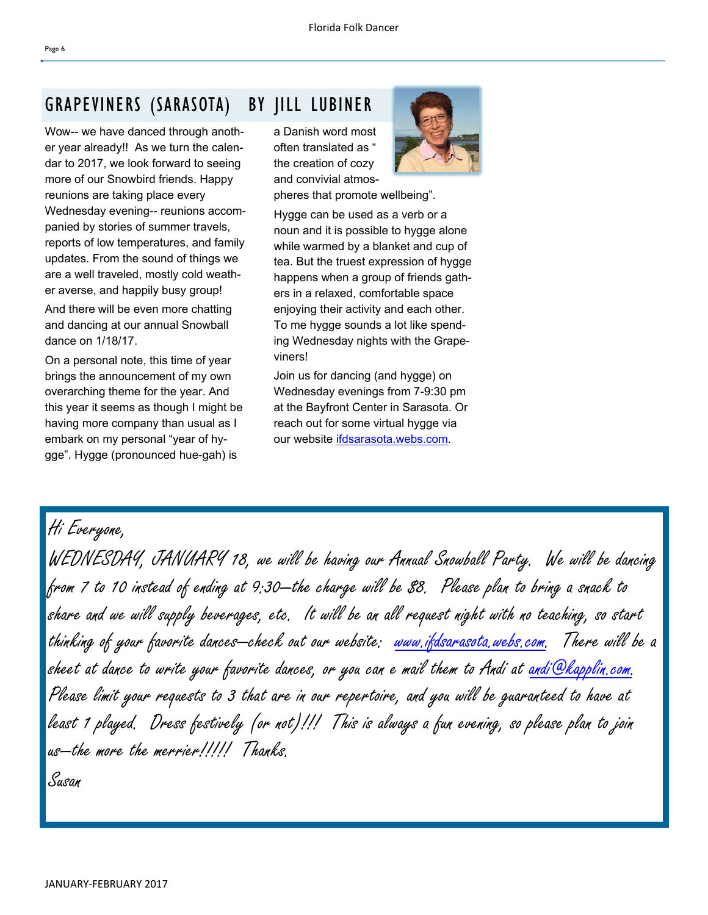## GRAPEVINERS (SARASOTA) BY JILL LUBINER

Wow-- we have danced through another year already!! As we turn the calendar to 2017, we look forward to seeing more of our Snowbird friends. Happy reunions are taking place every Wednesday evening-- reunions accompanied by stories of summer travels, reports of low temperatures, and family updates. From the sound of things we are a well traveled, mostly cold weather averse, and happily busy group!

And there will be even more chatting and dancing at our annual Snowball dance on 1/18/17.

On a personal note, this time of year brings the announcement of my own overarching theme for the year. And this year it seems as though I might be having more company than usual as I embark on my personal "year of hygge". Hygge (pronounced hue-gah) is a Danish word most often translated as " the creation of cozy and convivial atmospheres that promote wellbeing".

Hygge can be used as a verb or a noun and it is possible to hygge alone while warmed by a blanket and cup of tea. But the truest expression of hygge happens when a group of friends gathers in a relaxed, comfortable space enjoying their activity and each other. To me hygge sounds a lot like spending Wednesday nights with the Grapeviners!

Join us for dancing (and hygge) on Wednesday evenings from 7-9:30 pm at the Bayfront Center in Sarasota. Or reach out for some virtual hygge via our website [ifdsarasota.webs.com](http://ifdsarasota.webs.com).

---

*Hi Everyone,*

*WEDNESDAY, JANUARY 18, we will be having our Annual Snowball Party. We will be dancing from 7 to 10 instead of ending at 9:30—the charge will be $8. Please plan to bring a snack to share and we will supply beverages, etc. It will be an all request night with no teaching, so start thinking of your favorite dances—check out our website: [www.ifdsarasota.webs.com](http://www.ifdsarasota.webs.com). There will be a sheet at dance to write your favorite dances, or you can e mail them to Andi at [andi@kapplin.com](mailto:andi@kapplin.com). Please limit your requests to 3 that are in our repertoire, and you will be guaranteed to have at least 1 played. Dress festively (or not)!!! This is always a fun evening, so please plan to join us—the more the merrier!!!!! Thanks.*

*Susan*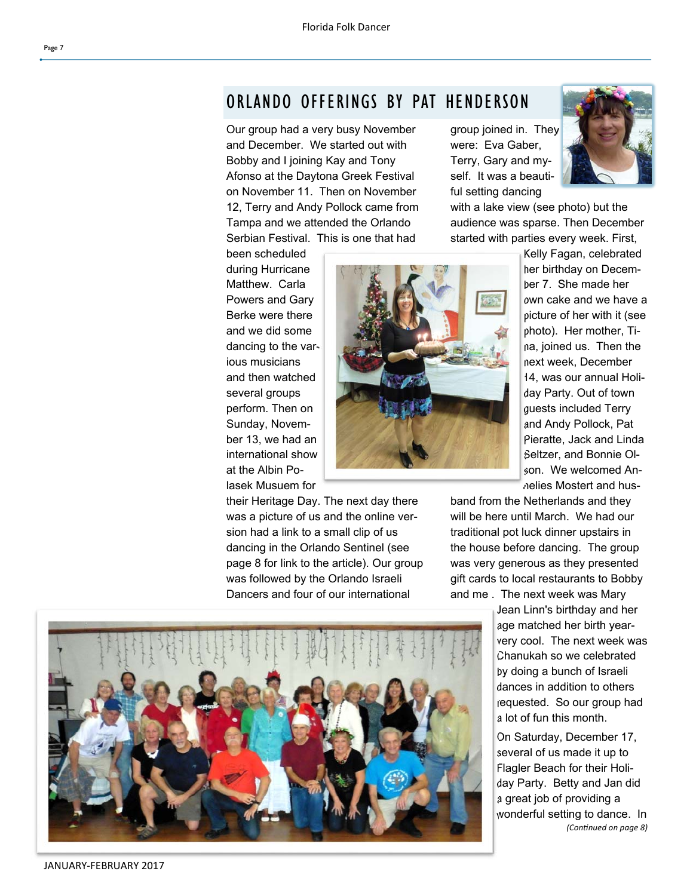## ORLANDO OFFERINGS BY PAT HENDERSON

Our group had a very busy November and December. We started out with Bobby and I joining Kay and Tony Afonso at the Daytona Greek Festival on November 11. Then on November 12, Terry and Andy Pollock came from Tampa and we attended the Orlando Serbian Festival. This is one that had been scheduled during Hurricane Matthew. Carla Powers and Gary Berke were there and we did some dancing to the various musicians and then watched several groups perform. Then on Sunday, November 13, we had an international show at the Albin Polasek Musuem for their Heritage Day. The next day there was a picture of us and the online version had a link to a small clip of us dancing in the Orlando Sentinel (see page 8 for link to the article). Our group was followed by the Orlando Israeli Dancers and four of our international group joined in. They were: Eva Gaber, Terry, Gary and myself. It was a beautiful setting dancing with a lake view (see photo) but the audience was sparse. Then December started with parties every week. First, Kelly Fagan, celebrated her birthday on December 7. She made her own cake and we have a picture of her with it (see photo). Her mother, Tina, joined us. Then the next week, December 14, was our annual Holiday Party. Out of town guests included Terry and Andy Pollock, Pat Pieratte, Jack and Linda Seltzer, and Bonnie Olson. We welcomed Anneliеs Mostert and husband from the Netherlands and they will be here until March. We had our traditional pot luck dinner upstairs in the house before dancing. The group was very generous as they presented gift cards to local restaurants to Bobby and me . The next week was Mary Jean Linn's birthday and her age matched her birth year-very cool. The next week was Chanukah so we celebrated by doing a bunch of Israeli dances in addition to others requested. So our group had a lot of fun this month.

On Saturday, December 17, several of us made it up to Flagler Beach for their Holiday Party. Betty and Jan did a great job of providing a wonderful setting to dance. In

*(Continued on page 8)*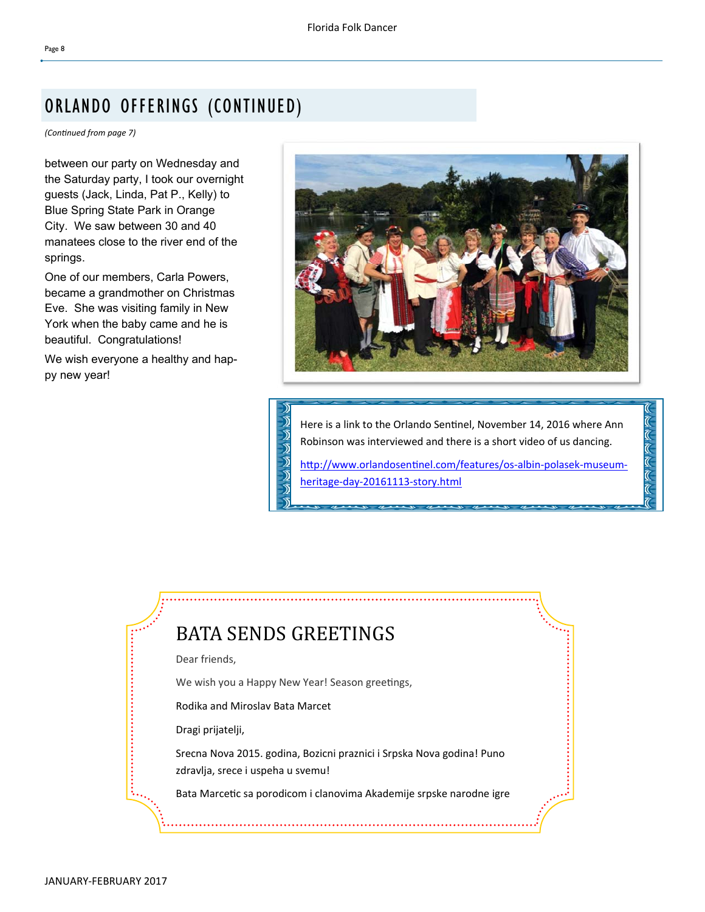## ORLANDO OFFERINGS (CONTINUED)

*(Continued from page 7)*

between our party on Wednesday and the Saturday party, I took our overnight guests (Jack, Linda, Pat P., Kelly) to Blue Spring State Park in Orange City. We saw between 30 and 40 manatees close to the river end of the springs.

One of our members, Carla Powers, became a grandmother on Christmas Eve. She was visiting family in New York when the baby came and he is beautiful. Congratulations!

We wish everyone a healthy and happy new year!

Here is a link to the Orlando Sentinel, November 14, 2016 where Ann Robinson was interviewed and there is a short video of us dancing.

http://www.orlandosentinel.com/features/os-albin-polasek-museum-heritage-day-20161113-story.html

## BATA SENDS GREETINGS

Dear friends,

We wish you a Happy New Year! Season greetings,

Rodika and Miroslav Bata Marcet

Dragi prijatelji,

Srecna Nova 2015. godina, Bozicni praznici i Srpska Nova godina! Puno zdravlja, srece i uspeha u svemu!

Bata Marcetic sa porodicom i clanovima Akademije srpske narodne igre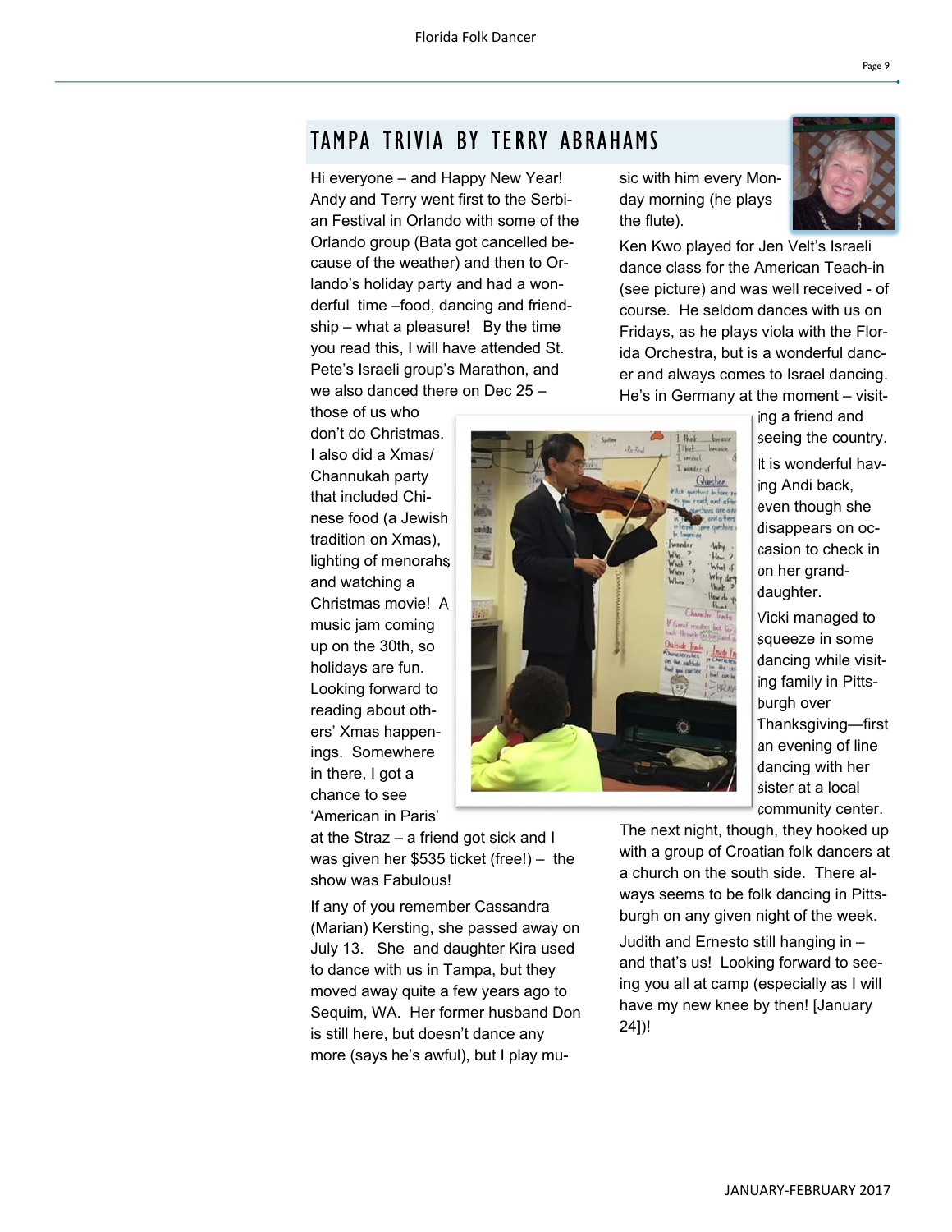## TAMPA TRIVIA BY TERRY ABRAHAMS

Hi everyone – and Happy New Year! Andy and Terry went first to the Serbian Festival in Orlando with some of the Orlando group (Bata got cancelled because of the weather) and then to Orlando's holiday party and had a wonderful time –food, dancing and friendship – what a pleasure! By the time you read this, I will have attended St. Pete's Israeli group's Marathon, and we also danced there on Dec 25 – those of us who don't do Christmas. I also did a Xmas/ Channukah party that included Chinese food (a Jewish tradition on Xmas), lighting of menorahs, and watching a Christmas movie! A music jam coming up on the 30th, so holidays are fun. Looking forward to reading about others' Xmas happenings. Somewhere in there, I got a chance to see 'American in Paris' at the Straz – a friend got sick and I was given her $535 ticket (free!) – the show was Fabulous!

If any of you remember Cassandra (Marian) Kersting, she passed away on July 13. She and daughter Kira used to dance with us in Tampa, but they moved away quite a few years ago to Sequim, WA. Her former husband Don is still here, but doesn't dance any more (says he's awful), but I play music with him every Monday morning (he plays the flute).

Ken Kwo played for Jen Velt's Israeli dance class for the American Teach-in (see picture) and was well received - of course. He seldom dances with us on Fridays, as he plays viola with the Florida Orchestra, but is a wonderful dancer and always comes to Israel dancing. He's in Germany at the moment – visiting a friend and seeing the country.

It is wonderful having Andi back, even though she disappears on occasion to check in on her granddaughter.

Vicki managed to squeeze in some dancing while visiting family in Pittsburgh over Thanksgiving—first an evening of line dancing with her sister at a local community center. The next night, though, they hooked up with a group of Croatian folk dancers at a church on the south side. There always seems to be folk dancing in Pittsburgh on any given night of the week.

Judith and Ernesto still hanging in – and that's us! Looking forward to seeing you all at camp (especially as I will have my new knee by then! [January 24])!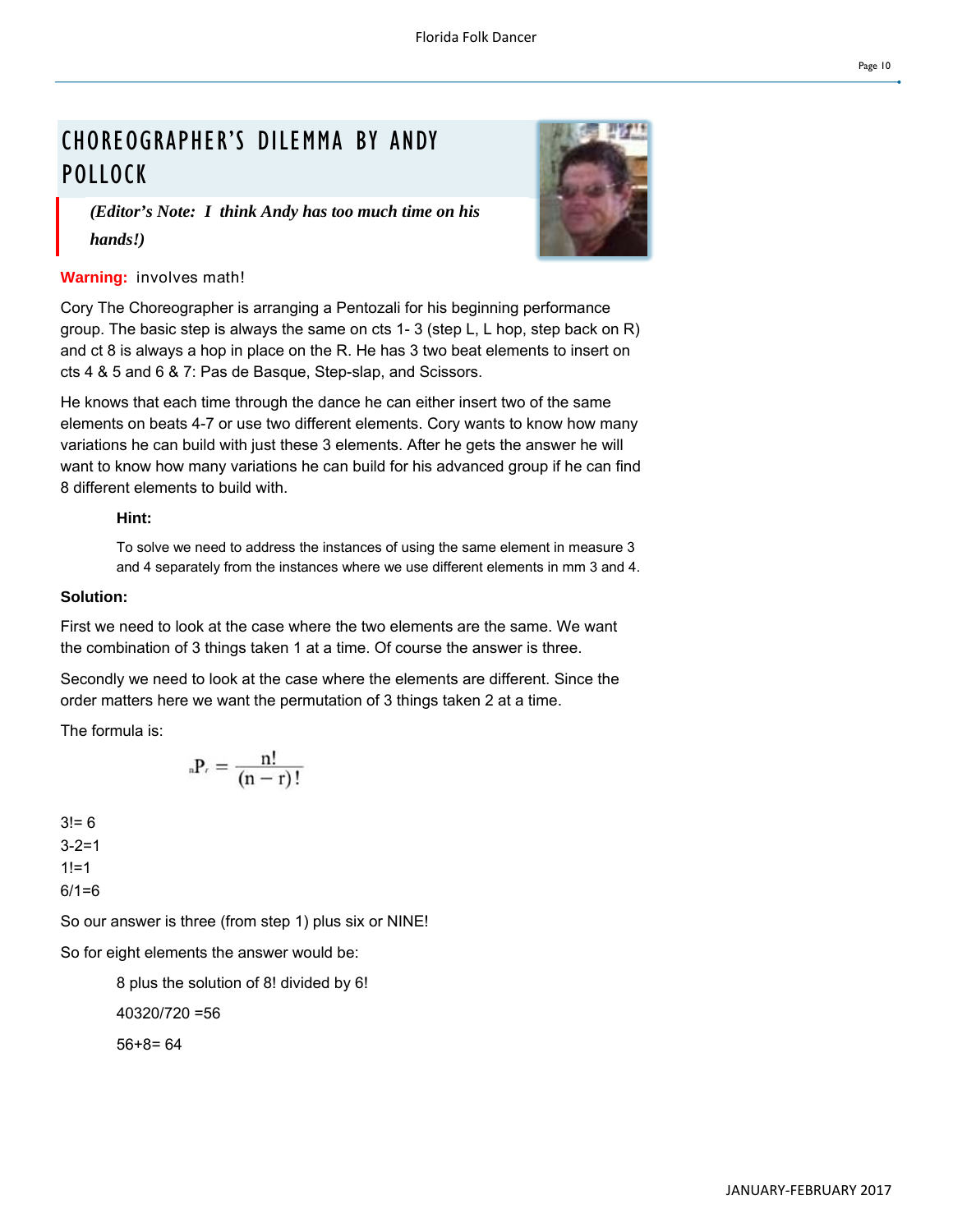## CHOREOGRAPHER'S DILEMMA BY ANDY POLLOCK

> ***(Editor's Note: I think Andy has too much time on his hands!)***

**Warning:** involves math!

Cory The Choreographer is arranging a Pentozali for his beginning performance group. The basic step is always the same on cts 1- 3 (step L, L hop, step back on R) and ct 8 is always a hop in place on the R. He has 3 two beat elements to insert on cts 4 & 5 and 6 & 7: Pas de Basque, Step-slap, and Scissors.

He knows that each time through the dance he can either insert two of the same elements on beats 4-7 or use two different elements. Cory wants to know how many variations he can build with just these 3 elements. After he gets the answer he will want to know how many variations he can build for his advanced group if he can find 8 different elements to build with.

**Hint:**

To solve we need to address the instances of using the same element in measure 3 and 4 separately from the instances where we use different elements in mm 3 and 4.

**Solution:**

First we need to look at the case where the two elements are the same. We want the combination of 3 things taken 1 at a time. Of course the answer is three.

Secondly we need to look at the case where the elements are different. Since the order matters here we want the permutation of 3 things taken 2 at a time.

The formula is:

$$_{n}P_{r} = \frac{n!}{(n-r)!}$$

3!= 6
3-2=1
1!=1
6/1=6

So our answer is three (from step 1) plus six or NINE!

So for eight elements the answer would be:

8 plus the solution of 8! divided by 6!

40320/720 =56

56+8= 64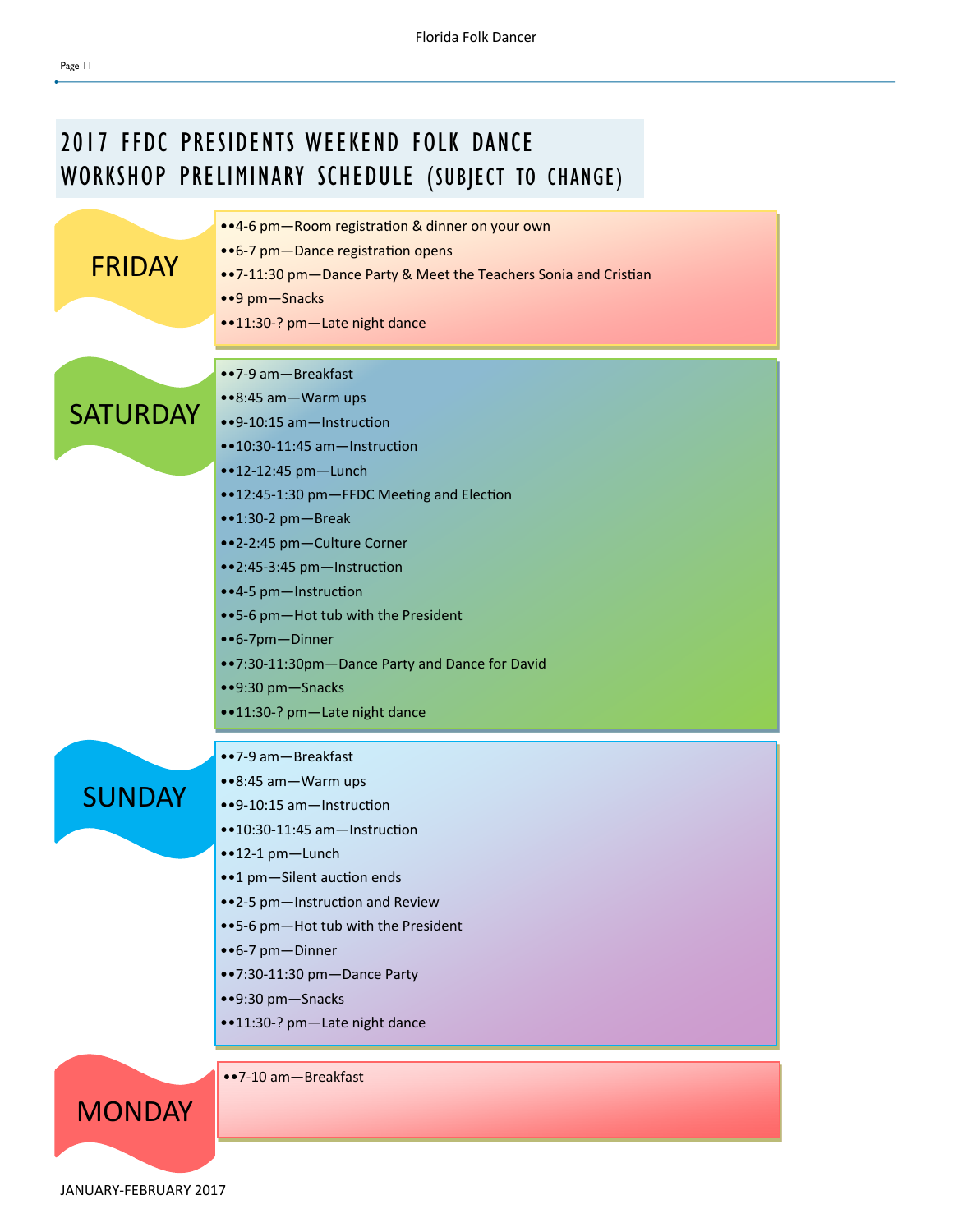# 2017 FFDC PRESIDENTS WEEKEND FOLK DANCE WORKSHOP PRELIMINARY SCHEDULE (SUBJECT TO CHANGE)

## FRIDAY

- 4-6 pm—Room registration & dinner on your own
- 6-7 pm—Dance registration opens
- 7-11:30 pm—Dance Party & Meet the Teachers Sonia and Cristian
- 9 pm—Snacks
- 11:30-? pm—Late night dance

## SATURDAY

- 7-9 am—Breakfast
- 8:45 am—Warm ups
- 9-10:15 am—Instruction
- 10:30-11:45 am—Instruction
- 12-12:45 pm—Lunch
- 12:45-1:30 pm—FFDC Meeting and Election
- 1:30-2 pm—Break
- 2-2:45 pm—Culture Corner
- 2:45-3:45 pm—Instruction
- 4-5 pm—Instruction
- 5-6 pm—Hot tub with the President
- 6-7pm—Dinner
- 7:30-11:30pm—Dance Party and Dance for David
- 9:30 pm—Snacks
- 11:30-? pm—Late night dance

## SUNDAY

- 7-9 am—Breakfast
- 8:45 am—Warm ups
- 9-10:15 am—Instruction
- 10:30-11:45 am—Instruction
- 12-1 pm—Lunch
- 1 pm—Silent auction ends
- 2-5 pm—Instruction and Review
- 5-6 pm—Hot tub with the President
- 6-7 pm—Dinner
- 7:30-11:30 pm—Dance Party
- 9:30 pm—Snacks
- 11:30-? pm—Late night dance

## MONDAY

- 7-10 am—Breakfast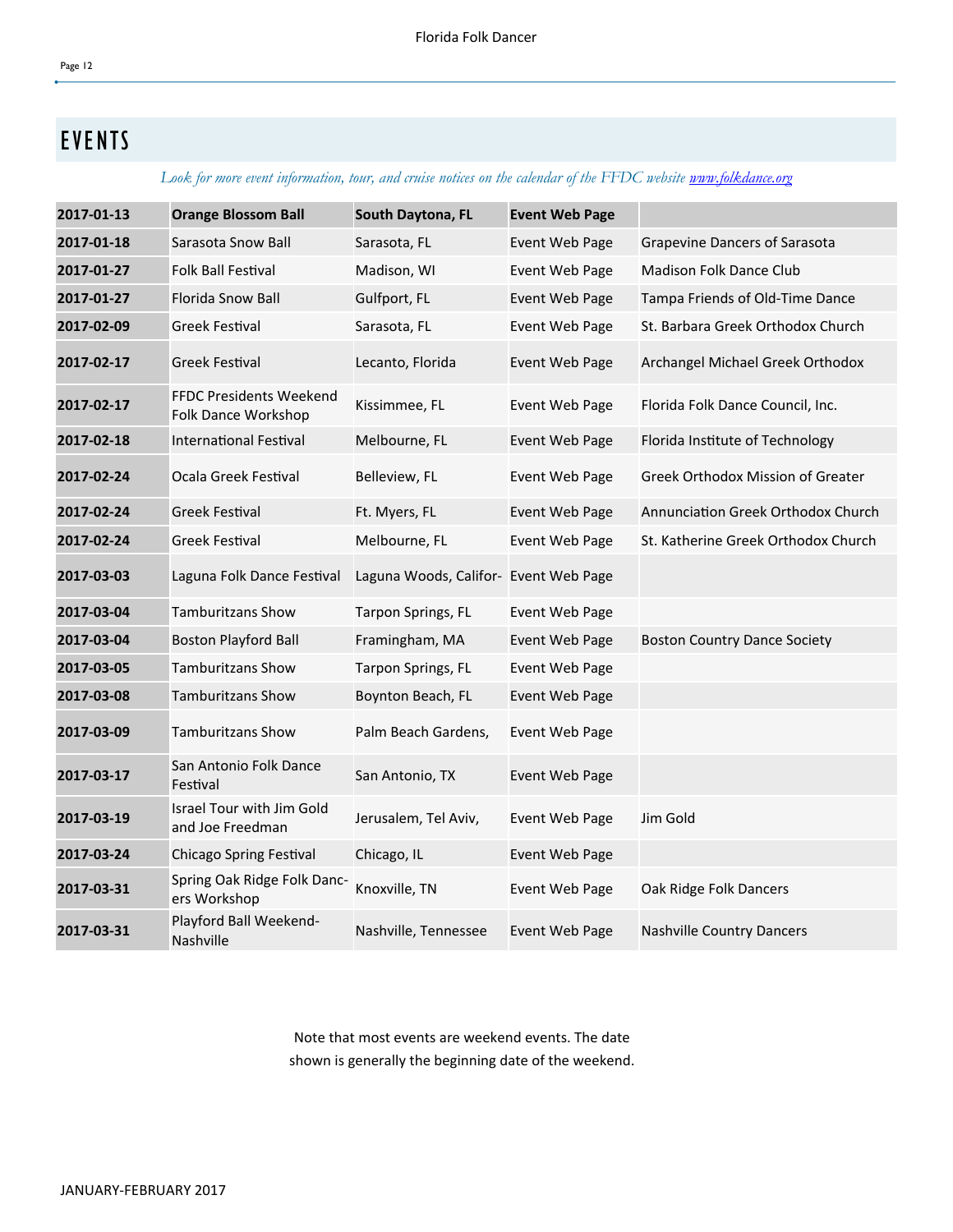# EVENTS

*Look for more event information, tour, and cruise notices on the calendar of the FFDC website [www.folkdance.org](www.folkdance.org)*

| **2017-01-13** | **Orange Blossom Ball** | **South Daytona, FL** | **Event Web Page** | |
|---|---|---|---|---|
| **2017-01-18** | Sarasota Snow Ball | Sarasota, FL | Event Web Page | Grapevine Dancers of Sarasota |
| **2017-01-27** | Folk Ball Festival | Madison, WI | Event Web Page | Madison Folk Dance Club |
| **2017-01-27** | Florida Snow Ball | Gulfport, FL | Event Web Page | Tampa Friends of Old-Time Dance |
| **2017-02-09** | Greek Festival | Sarasota, FL | Event Web Page | St. Barbara Greek Orthodox Church |
| **2017-02-17** | Greek Festival | Lecanto, Florida | Event Web Page | Archangel Michael Greek Orthodox |
| **2017-02-17** | FFDC Presidents Weekend Folk Dance Workshop | Kissimmee, FL | Event Web Page | Florida Folk Dance Council, Inc. |
| **2017-02-18** | International Festival | Melbourne, FL | Event Web Page | Florida Institute of Technology |
| **2017-02-24** | Ocala Greek Festival | Belleview, FL | Event Web Page | Greek Orthodox Mission of Greater |
| **2017-02-24** | Greek Festival | Ft. Myers, FL | Event Web Page | Annunciation Greek Orthodox Church |
| **2017-02-24** | Greek Festival | Melbourne, FL | Event Web Page | St. Katherine Greek Orthodox Church |
| **2017-03-03** | Laguna Folk Dance Festival | Laguna Woods, Califor- | Event Web Page | |
| **2017-03-04** | Tamburitzans Show | Tarpon Springs, FL | Event Web Page | |
| **2017-03-04** | Boston Playford Ball | Framingham, MA | Event Web Page | Boston Country Dance Society |
| **2017-03-05** | Tamburitzans Show | Tarpon Springs, FL | Event Web Page | |
| **2017-03-08** | Tamburitzans Show | Boynton Beach, FL | Event Web Page | |
| **2017-03-09** | Tamburitzans Show | Palm Beach Gardens, | Event Web Page | |
| **2017-03-17** | San Antonio Folk Dance Festival | San Antonio, TX | Event Web Page | |
| **2017-03-19** | Israel Tour with Jim Gold and Joe Freedman | Jerusalem, Tel Aviv, | Event Web Page | Jim Gold |
| **2017-03-24** | Chicago Spring Festival | Chicago, IL | Event Web Page | |
| **2017-03-31** | Spring Oak Ridge Folk Dancers Workshop | Knoxville, TN | Event Web Page | Oak Ridge Folk Dancers |
| **2017-03-31** | Playford Ball Weekend-Nashville | Nashville, Tennessee | Event Web Page | Nashville Country Dancers |

Note that most events are weekend events. The date shown is generally the beginning date of the weekend.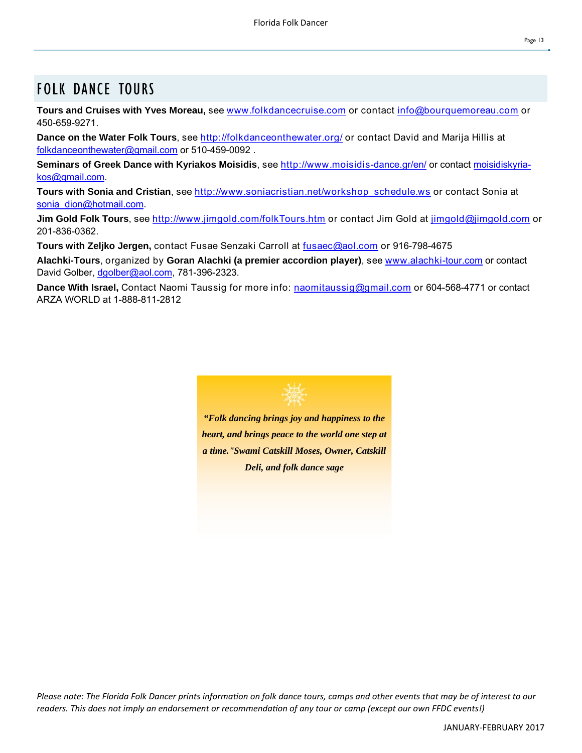# FOLK DANCE TOURS

**Tours and Cruises with Yves Moreau,** see www.folkdancecruise.com or contact info@bourquemoreau.com or 450-659-9271.

**Dance on the Water Folk Tours**, see http://folkdanceonthewater.org/ or contact David and Marija Hillis at folkdanceonthewater@gmail.com or 510-459-0092 .

**Seminars of Greek Dance with Kyriakos Moisidis**, see http://www.moisidis-dance.gr/en/ or contact moisidiskyriakos@gmail.com.

**Tours with Sonia and Cristian**, see http://www.soniacristian.net/workshop_schedule.ws or contact Sonia at sonia_dion@hotmail.com.

**Jim Gold Folk Tours**, see http://www.jimgold.com/folkTours.htm or contact Jim Gold at jimgold@jimgold.com or 201-836-0362.

**Tours with Zeljko Jergen,** contact Fusae Senzaki Carroll at fusaec@aol.com or 916-798-4675

**Alachki-Tours**, organized by **Goran Alachki (a premier accordion player)**, see www.alachki-tour.com or contact David Golber, dgolber@aol.com, 781-396-2323.

**Dance With Israel,** Contact Naomi Taussig for more info: naomitaussig@gmail.com or 604-568-4771 or contact ARZA WORLD at 1-888-811-2812

***"Folk dancing brings joy and happiness to the heart, and brings peace to the world one step at a time."Swami Catskill Moses, Owner, Catskill Deli, and folk dance sage***

*Please note: The Florida Folk Dancer prints information on folk dance tours, camps and other events that may be of interest to our readers. This does not imply an endorsement or recommendation of any tour or camp (except our own FFDC events!)*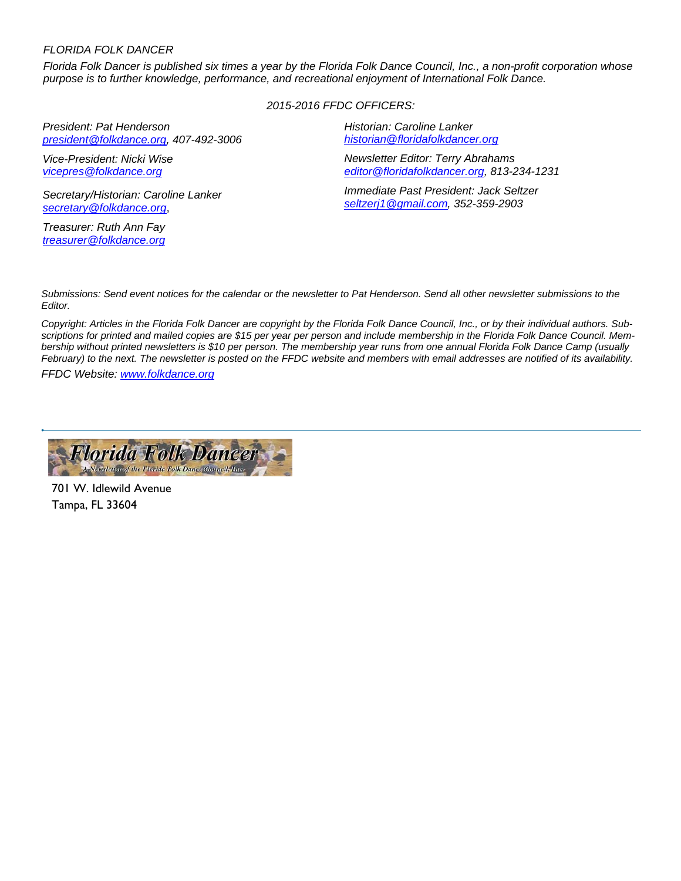*FLORIDA FOLK DANCER*

*Florida Folk Dancer is published six times a year by the Florida Folk Dance Council, Inc., a non-profit corporation whose purpose is to further knowledge, performance, and recreational enjoyment of International Folk Dance.*

*2015-2016 FFDC OFFICERS:*

*President: Pat Henderson*
*president@folkdance.org, 407-492-3006*

*Vice-President: Nicki Wise*
*vicepres@folkdance.org*

*Secretary/Historian: Caroline Lanker*
*secretary@folkdance.org,*

*Treasurer: Ruth Ann Fay*
*treasurer@folkdance.org*

*Historian: Caroline Lanker*
*historian@floridafolkdancer.org*

*Newsletter Editor: Terry Abrahams*
*editor@floridafolkdancer.org, 813-234-1231*

*Immediate Past President: Jack Seltzer*
*seltzerj1@gmail.com, 352-359-2903*

*Submissions: Send event notices for the calendar or the newsletter to Pat Henderson. Send all other newsletter submissions to the Editor.*

*Copyright: Articles in the Florida Folk Dancer are copyright by the Florida Folk Dance Council, Inc., or by their individual authors. Subscriptions for printed and mailed copies are $15 per year per person and include membership in the Florida Folk Dance Council. Membership without printed newsletters is $10 per person. The membership year runs from one annual Florida Folk Dance Camp (usually February) to the next. The newsletter is posted on the FFDC website and members with email addresses are notified of its availability.*

*FFDC Website: www.folkdance.org*

---

**Florida Folk Dancer**
A Newsletter of the Florida Folk Dance Council, Inc.

701 W. Idlewild Avenue
Tampa, FL 33604